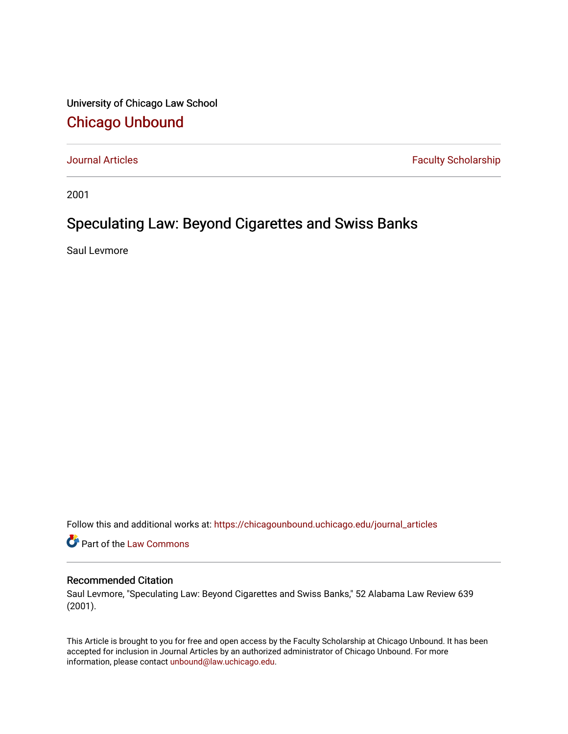University of Chicago Law School

## Chicago Unbound

Journal Articles | Faculty Scholarship

2001

# Speculating Law: Beyond Cigarettes and Swiss Banks

Saul Levmore

Follow this and additional works at: https://chicagounbound.uchicago.edu/journal_articles

Part of the Law Commons

### Recommended Citation

Saul Levmore, "Speculating Law: Beyond Cigarettes and Swiss Banks," 52 Alabama Law Review 639 (2001).

This Article is brought to you for free and open access by the Faculty Scholarship at Chicago Unbound. It has been accepted for inclusion in Journal Articles by an authorized administrator of Chicago Unbound. For more information, please contact unbound@law.uchicago.edu.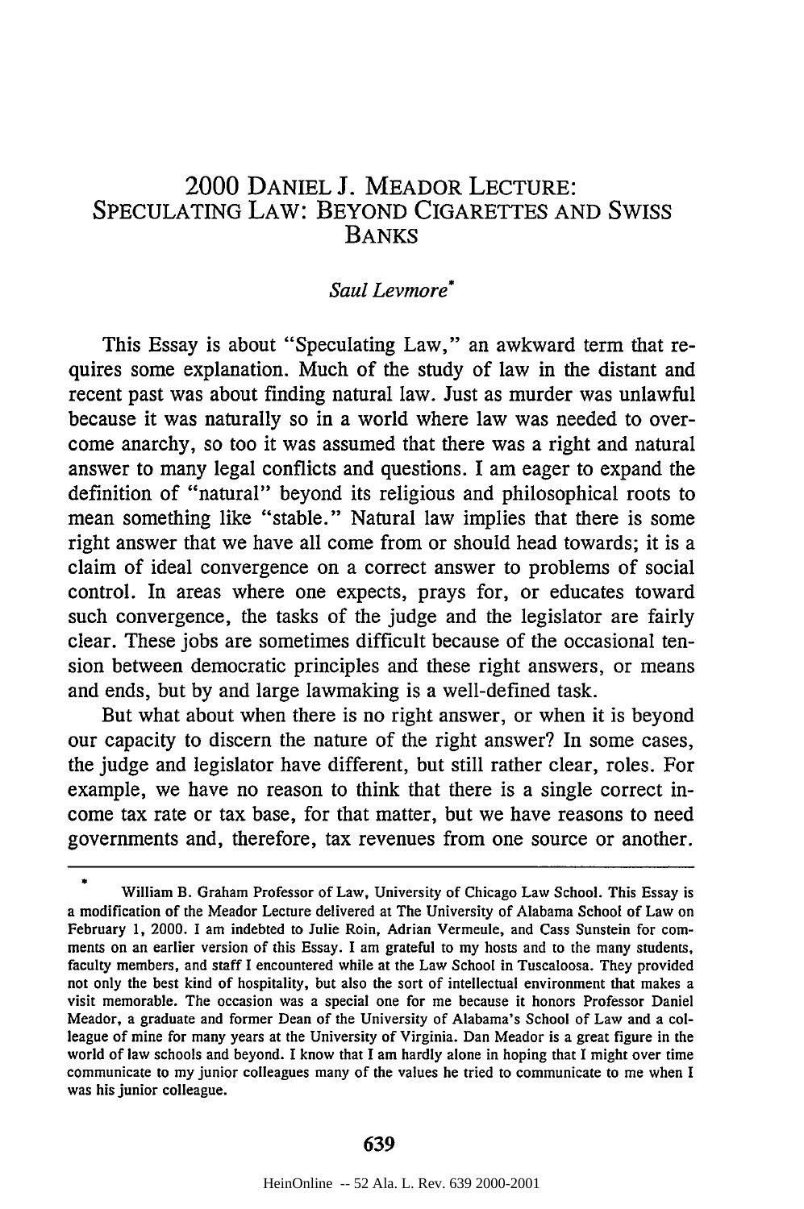# 2000 DANIEL J. MEADOR LECTURE: SPECULATING LAW: BEYOND CIGARETTES AND SWISS BANKS

*Saul Levmore*[*]

This Essay is about "Speculating Law," an awkward term that requires some explanation. Much of the study of law in the distant and recent past was about finding natural law. Just as murder was unlawful because it was naturally so in a world where law was needed to overcome anarchy, so too it was assumed that there was a right and natural answer to many legal conflicts and questions. I am eager to expand the definition of "natural" beyond its religious and philosophical roots to mean something like "stable." Natural law implies that there is some right answer that we have all come from or should head towards; it is a claim of ideal convergence on a correct answer to problems of social control. In areas where one expects, prays for, or educates toward such convergence, the tasks of the judge and the legislator are fairly clear. These jobs are sometimes difficult because of the occasional tension between democratic principles and these right answers, or means and ends, but by and large lawmaking is a well-defined task.

But what about when there is no right answer, or when it is beyond our capacity to discern the nature of the right answer? In some cases, the judge and legislator have different, but still rather clear, roles. For example, we have no reason to think that there is a single correct income tax rate or tax base, for that matter, but we have reasons to need governments and, therefore, tax revenues from one source or another.

---

[*] William B. Graham Professor of Law, University of Chicago Law School. This Essay is a modification of the Meador Lecture delivered at The University of Alabama School of Law on February 1, 2000. I am indebted to Julie Roin, Adrian Vermeule, and Cass Sunstein for comments on an earlier version of this Essay. I am grateful to my hosts and to the many students, faculty members, and staff I encountered while at the Law School in Tuscaloosa. They provided not only the best kind of hospitality, but also the sort of intellectual environment that makes a visit memorable. The occasion was a special one for me because it honors Professor Daniel Meador, a graduate and former Dean of the University of Alabama's School of Law and a colleague of mine for many years at the University of Virginia. Dan Meador is a great figure in the world of law schools and beyond. I know that I am hardly alone in hoping that I might over time communicate to my junior colleagues many of the values he tried to communicate to me when I was his junior colleague.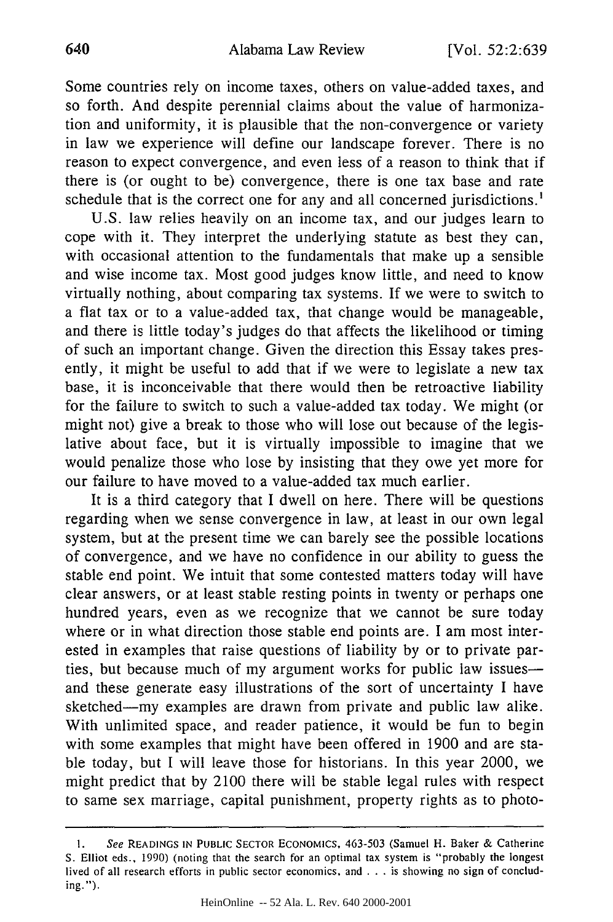Some countries rely on income taxes, others on value-added taxes, and so forth. And despite perennial claims about the value of harmonization and uniformity, it is plausible that the non-convergence or variety in law we experience will define our landscape forever. There is no reason to expect convergence, and even less of a reason to think that if there is (or ought to be) convergence, there is one tax base and rate schedule that is the correct one for any and all concerned jurisdictions.[1]

U.S. law relies heavily on an income tax, and our judges learn to cope with it. They interpret the underlying statute as best they can, with occasional attention to the fundamentals that make up a sensible and wise income tax. Most good judges know little, and need to know virtually nothing, about comparing tax systems. If we were to switch to a flat tax or to a value-added tax, that change would be manageable, and there is little today's judges do that affects the likelihood or timing of such an important change. Given the direction this Essay takes presently, it might be useful to add that if we were to legislate a new tax base, it is inconceivable that there would then be retroactive liability for the failure to switch to such a value-added tax today. We might (or might not) give a break to those who will lose out because of the legislative about face, but it is virtually impossible to imagine that we would penalize those who lose by insisting that they owe yet more for our failure to have moved to a value-added tax much earlier.

It is a third category that I dwell on here. There will be questions regarding when we sense convergence in law, at least in our own legal system, but at the present time we can barely see the possible locations of convergence, and we have no confidence in our ability to guess the stable end point. We intuit that some contested matters today will have clear answers, or at least stable resting points in twenty or perhaps one hundred years, even as we recognize that we cannot be sure today where or in what direction those stable end points are. I am most interested in examples that raise questions of liability by or to private parties, but because much of my argument works for public law issues—and these generate easy illustrations of the sort of uncertainty I have sketched—my examples are drawn from private and public law alike. With unlimited space, and reader patience, it would be fun to begin with some examples that might have been offered in 1900 and are stable today, but I will leave those for historians. In this year 2000, we might predict that by 2100 there will be stable legal rules with respect to same sex marriage, capital punishment, property rights as to photo-

---

1. *See* READINGS IN PUBLIC SECTOR ECONOMICS, 463-503 (Samuel H. Baker & Catherine S. Elliot eds., 1990) (noting that the search for an optimal tax system is "probably the longest lived of all research efforts in public sector economics, and . . . is showing no sign of concluding.").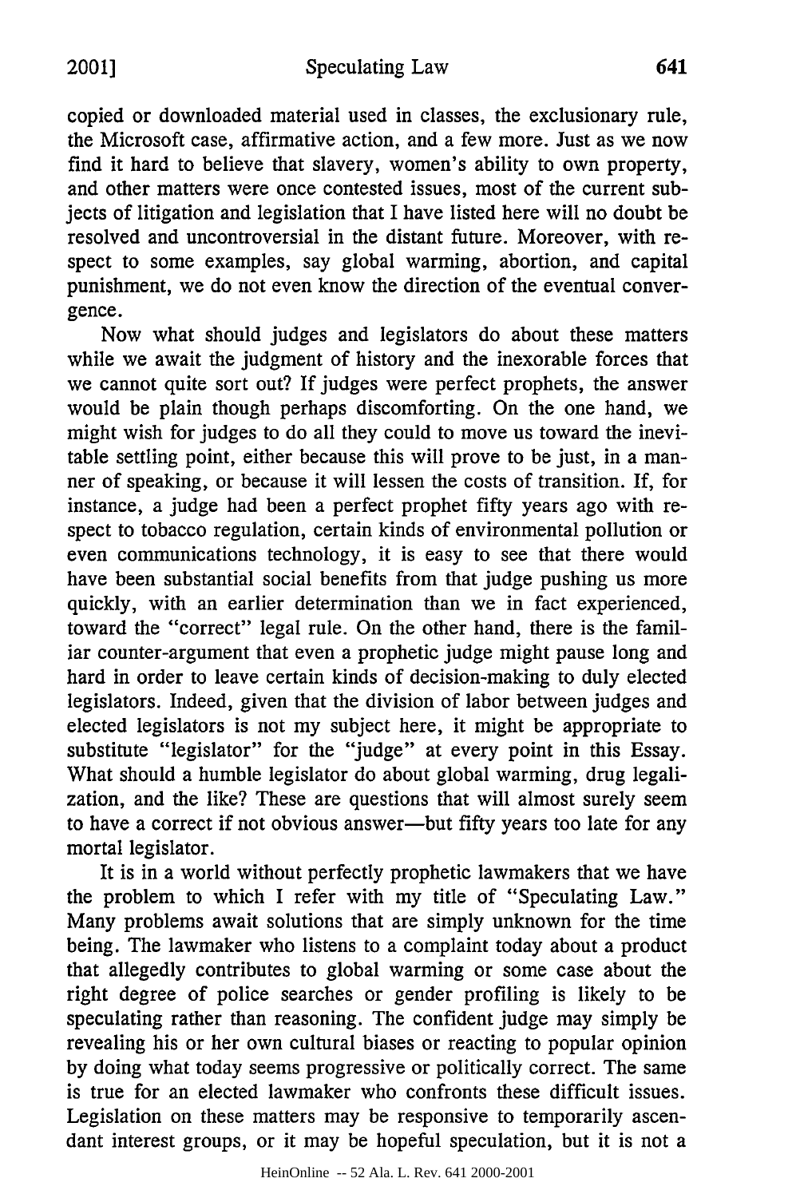copied or downloaded material used in classes, the exclusionary rule, the Microsoft case, affirmative action, and a few more. Just as we now find it hard to believe that slavery, women's ability to own property, and other matters were once contested issues, most of the current subjects of litigation and legislation that I have listed here will no doubt be resolved and uncontroversial in the distant future. Moreover, with respect to some examples, say global warming, abortion, and capital punishment, we do not even know the direction of the eventual convergence.

Now what should judges and legislators do about these matters while we await the judgment of history and the inexorable forces that we cannot quite sort out? If judges were perfect prophets, the answer would be plain though perhaps discomforting. On the one hand, we might wish for judges to do all they could to move us toward the inevitable settling point, either because this will prove to be just, in a manner of speaking, or because it will lessen the costs of transition. If, for instance, a judge had been a perfect prophet fifty years ago with respect to tobacco regulation, certain kinds of environmental pollution or even communications technology, it is easy to see that there would have been substantial social benefits from that judge pushing us more quickly, with an earlier determination than we in fact experienced, toward the "correct" legal rule. On the other hand, there is the familiar counter-argument that even a prophetic judge might pause long and hard in order to leave certain kinds of decision-making to duly elected legislators. Indeed, given that the division of labor between judges and elected legislators is not my subject here, it might be appropriate to substitute "legislator" for the "judge" at every point in this Essay. What should a humble legislator do about global warming, drug legalization, and the like? These are questions that will almost surely seem to have a correct if not obvious answer—but fifty years too late for any mortal legislator.

It is in a world without perfectly prophetic lawmakers that we have the problem to which I refer with my title of "Speculating Law." Many problems await solutions that are simply unknown for the time being. The lawmaker who listens to a complaint today about a product that allegedly contributes to global warming or some case about the right degree of police searches or gender profiling is likely to be speculating rather than reasoning. The confident judge may simply be revealing his or her own cultural biases or reacting to popular opinion by doing what today seems progressive or politically correct. The same is true for an elected lawmaker who confronts these difficult issues. Legislation on these matters may be responsive to temporarily ascendant interest groups, or it may be hopeful speculation, but it is not a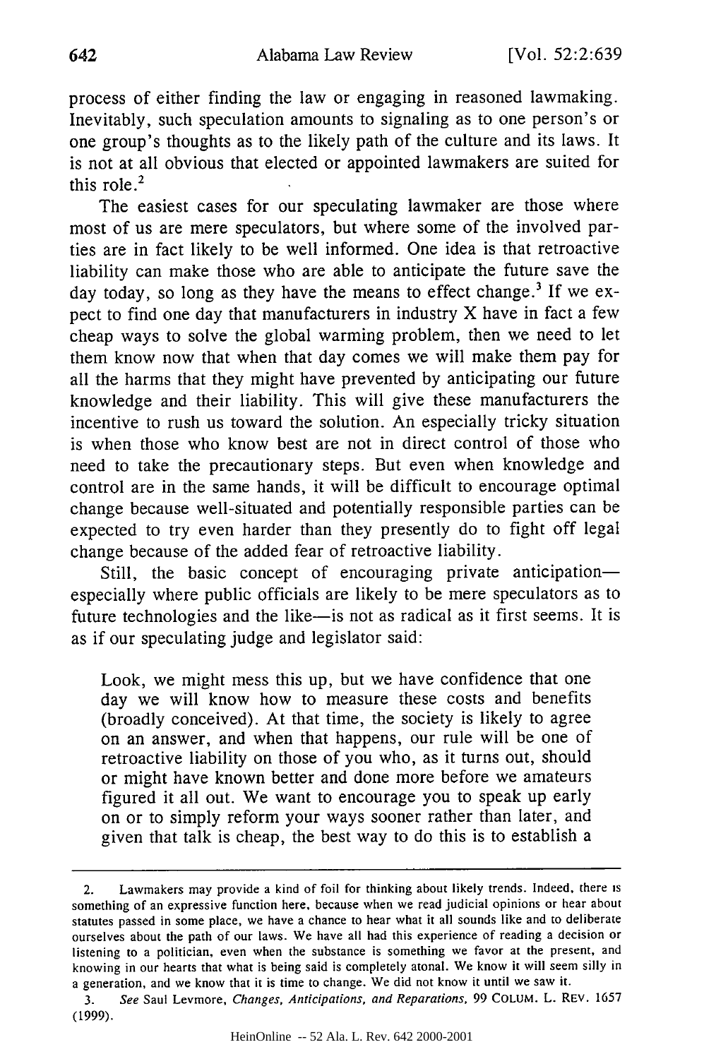process of either finding the law or engaging in reasoned lawmaking. Inevitably, such speculation amounts to signaling as to one person's or one group's thoughts as to the likely path of the culture and its laws. It is not at all obvious that elected or appointed lawmakers are suited for this role.[2]

The easiest cases for our speculating lawmaker are those where most of us are mere speculators, but where some of the involved parties are in fact likely to be well informed. One idea is that retroactive liability can make those who are able to anticipate the future save the day today, so long as they have the means to effect change.[3] If we expect to find one day that manufacturers in industry X have in fact a few cheap ways to solve the global warming problem, then we need to let them know now that when that day comes we will make them pay for all the harms that they might have prevented by anticipating our future knowledge and their liability. This will give these manufacturers the incentive to rush us toward the solution. An especially tricky situation is when those who know best are not in direct control of those who need to take the precautionary steps. But even when knowledge and control are in the same hands, it will be difficult to encourage optimal change because well-situated and potentially responsible parties can be expected to try even harder than they presently do to fight off legal change because of the added fear of retroactive liability.

Still, the basic concept of encouraging private anticipation—especially where public officials are likely to be mere speculators as to future technologies and the like—is not as radical as it first seems. It is as if our speculating judge and legislator said:

> Look, we might mess this up, but we have confidence that one day we will know how to measure these costs and benefits (broadly conceived). At that time, the society is likely to agree on an answer, and when that happens, our rule will be one of retroactive liability on those of you who, as it turns out, should or might have known better and done more before we amateurs figured it all out. We want to encourage you to speak up early on or to simply reform your ways sooner rather than later, and given that talk is cheap, the best way to do this is to establish a

---

2. Lawmakers may provide a kind of foil for thinking about likely trends. Indeed, there is something of an expressive function here, because when we read judicial opinions or hear about statutes passed in some place, we have a chance to hear what it all sounds like and to deliberate ourselves about the path of our laws. We have all had this experience of reading a decision or listening to a politician, even when the substance is something we favor at the present, and knowing in our hearts that what is being said is completely atonal. We know it will seem silly in a generation, and we know that it is time to change. We did not know it until we saw it.

3. *See* Saul Levmore, *Changes, Anticipations, and Reparations*, 99 COLUM. L. REV. 1657 (1999).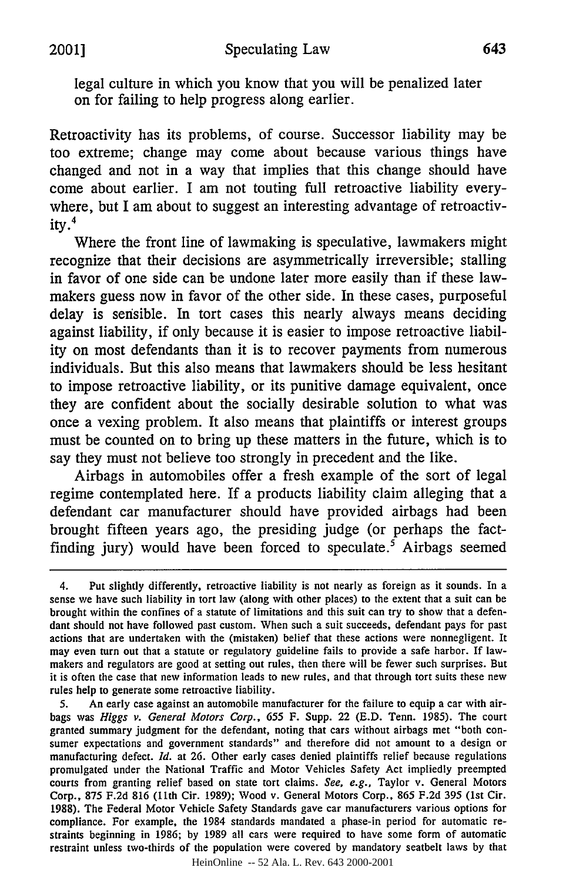legal culture in which you know that you will be penalized later on for failing to help progress along earlier.

Retroactivity has its problems, of course. Successor liability may be too extreme; change may come about because various things have changed and not in a way that implies that this change should have come about earlier. I am not touting full retroactive liability everywhere, but I am about to suggest an interesting advantage of retroactivity.[4]

Where the front line of lawmaking is speculative, lawmakers might recognize that their decisions are asymmetrically irreversible; stalling in favor of one side can be undone later more easily than if these lawmakers guess now in favor of the other side. In these cases, purposeful delay is sensible. In tort cases this nearly always means deciding against liability, if only because it is easier to impose retroactive liability on most defendants than it is to recover payments from numerous individuals. But this also means that lawmakers should be less hesitant to impose retroactive liability, or its punitive damage equivalent, once they are confident about the socially desirable solution to what was once a vexing problem. It also means that plaintiffs or interest groups must be counted on to bring up these matters in the future, which is to say they must not believe too strongly in precedent and the like.

Airbags in automobiles offer a fresh example of the sort of legal regime contemplated here. If a products liability claim alleging that a defendant car manufacturer should have provided airbags had been brought fifteen years ago, the presiding judge (or perhaps the fact-finding jury) would have been forced to speculate.[5] Airbags seemed

---

4. Put slightly differently, retroactive liability is not nearly as foreign as it sounds. In a sense we have such liability in tort law (along with other places) to the extent that a suit can be brought within the confines of a statute of limitations and this suit can try to show that a defendant should not have followed past custom. When such a suit succeeds, defendant pays for past actions that are undertaken with the (mistaken) belief that these actions were nonnegligent. It may even turn out that a statute or regulatory guideline fails to provide a safe harbor. If lawmakers and regulators are good at setting out rules, then there will be fewer such surprises. But it is often the case that new information leads to new rules, and that through tort suits these new rules help to generate some retroactive liability.

5. An early case against an automobile manufacturer for the failure to equip a car with airbags was *Higgs v. General Motors Corp.*, 655 F. Supp. 22 (E.D. Tenn. 1985). The court granted summary judgment for the defendant, noting that cars without airbags met "both consumer expectations and government standards" and therefore did not amount to a design or manufacturing defect. *Id.* at 26. Other early cases denied plaintiffs relief because regulations promulgated under the National Traffic and Motor Vehicles Safety Act impliedly preempted courts from granting relief based on state tort claims. *See, e.g.*, Taylor v. General Motors Corp., 875 F.2d 816 (11th Cir. 1989); Wood v. General Motors Corp., 865 F.2d 395 (1st Cir. 1988). The Federal Motor Vehicle Safety Standards gave car manufacturers various options for compliance. For example, the 1984 standards mandated a phase-in period for automatic restraints beginning in 1986; by 1989 all cars were required to have some form of automatic restraint unless two-thirds of the population were covered by mandatory seatbelt laws by that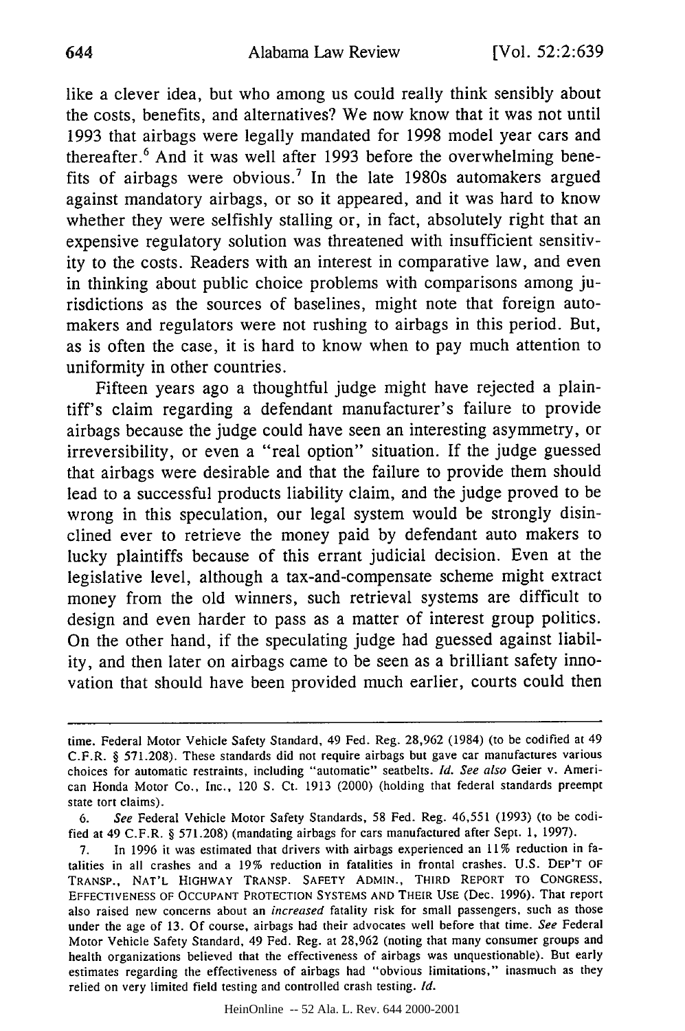like a clever idea, but who among us could really think sensibly about the costs, benefits, and alternatives? We now know that it was not until 1993 that airbags were legally mandated for 1998 model year cars and thereafter.[6] And it was well after 1993 before the overwhelming benefits of airbags were obvious.[7] In the late 1980s automakers argued against mandatory airbags, or so it appeared, and it was hard to know whether they were selfishly stalling or, in fact, absolutely right that an expensive regulatory solution was threatened with insufficient sensitivity to the costs. Readers with an interest in comparative law, and even in thinking about public choice problems with comparisons among jurisdictions as the sources of baselines, might note that foreign automakers and regulators were not rushing to airbags in this period. But, as is often the case, it is hard to know when to pay much attention to uniformity in other countries.

Fifteen years ago a thoughtful judge might have rejected a plaintiff's claim regarding a defendant manufacturer's failure to provide airbags because the judge could have seen an interesting asymmetry, or irreversibility, or even a "real option" situation. If the judge guessed that airbags were desirable and that the failure to provide them should lead to a successful products liability claim, and the judge proved to be wrong in this speculation, our legal system would be strongly disinclined ever to retrieve the money paid by defendant auto makers to lucky plaintiffs because of this errant judicial decision. Even at the legislative level, although a tax-and-compensate scheme might extract money from the old winners, such retrieval systems are difficult to design and even harder to pass as a matter of interest group politics. On the other hand, if the speculating judge had guessed against liability, and then later on airbags came to be seen as a brilliant safety innovation that should have been provided much earlier, courts could then

---

time. Federal Motor Vehicle Safety Standard, 49 Fed. Reg. 28,962 (1984) (to be codified at 49 C.F.R. § 571.208). These standards did not require airbags but gave car manufactures various choices for automatic restraints, including "automatic" seatbelts. *Id.* *See also* Geier v. American Honda Motor Co., Inc., 120 S. Ct. 1913 (2000) (holding that federal standards preempt state tort claims).

6. *See* Federal Vehicle Motor Safety Standards, 58 Fed. Reg. 46,551 (1993) (to be codified at 49 C.F.R. § 571.208) (mandating airbags for cars manufactured after Sept. 1, 1997).

7. In 1996 it was estimated that drivers with airbags experienced an 11% reduction in fatalities in all crashes and a 19% reduction in fatalities in frontal crashes. U.S. DEP'T OF TRANSP., NAT'L HIGHWAY TRANSP. SAFETY ADMIN., THIRD REPORT TO CONGRESS, EFFECTIVENESS OF OCCUPANT PROTECTION SYSTEMS AND THEIR USE (Dec. 1996). That report also raised new concerns about an *increased* fatality risk for small passengers, such as those under the age of 13. Of course, airbags had their advocates well before that time. *See* Federal Motor Vehicle Safety Standard, 49 Fed. Reg. at 28,962 (noting that many consumer groups and health organizations believed that the effectiveness of airbags was unquestionable). But early estimates regarding the effectiveness of airbags had "obvious limitations," inasmuch as they relied on very limited field testing and controlled crash testing. *Id.*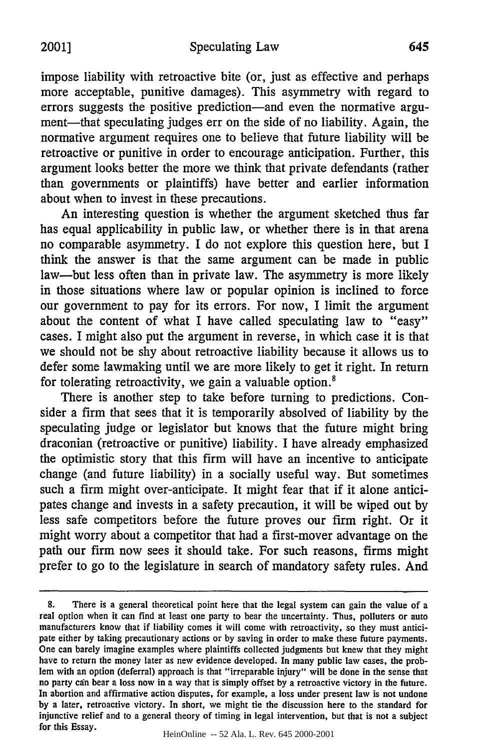impose liability with retroactive bite (or, just as effective and perhaps more acceptable, punitive damages). This asymmetry with regard to errors suggests the positive prediction—and even the normative argument—that speculating judges err on the side of no liability. Again, the normative argument requires one to believe that future liability will be retroactive or punitive in order to encourage anticipation. Further, this argument looks better the more we think that private defendants (rather than governments or plaintiffs) have better and earlier information about when to invest in these precautions.

An interesting question is whether the argument sketched thus far has equal applicability in public law, or whether there is in that arena no comparable asymmetry. I do not explore this question here, but I think the answer is that the same argument can be made in public law—but less often than in private law. The asymmetry is more likely in those situations where law or popular opinion is inclined to force our government to pay for its errors. For now, I limit the argument about the content of what I have called speculating law to "easy" cases. I might also put the argument in reverse, in which case it is that we should not be shy about retroactive liability because it allows us to defer some lawmaking until we are more likely to get it right. In return for tolerating retroactivity, we gain a valuable option.[8]

There is another step to take before turning to predictions. Consider a firm that sees that it is temporarily absolved of liability by the speculating judge or legislator but knows that the future might bring draconian (retroactive or punitive) liability. I have already emphasized the optimistic story that this firm will have an incentive to anticipate change (and future liability) in a socially useful way. But sometimes such a firm might over-anticipate. It might fear that if it alone anticipates change and invests in a safety precaution, it will be wiped out by less safe competitors before the future proves our firm right. Or it might worry about a competitor that had a first-mover advantage on the path our firm now sees it should take. For such reasons, firms might prefer to go to the legislature in search of mandatory safety rules. And

---

8. There is a general theoretical point here that the legal system can gain the value of a real option when it can find at least one party to bear the uncertainty. Thus, polluters or auto manufacturers know that if liability comes it will come with retroactivity, so they must anticipate either by taking precautionary actions or by saving in order to make these future payments. One can barely imagine examples where plaintiffs collected judgments but knew that they might have to return the money later as new evidence developed. In many public law cases, the problem with an option (deferral) approach is that "irreparable injury" will be done in the sense that no party can bear a loss now in a way that is simply offset by a retroactive victory in the future. In abortion and affirmative action disputes, for example, a loss under present law is not undone by a later, retroactive victory. In short, we might tie the discussion here to the standard for injunctive relief and to a general theory of timing in legal intervention, but that is not a subject for this Essay.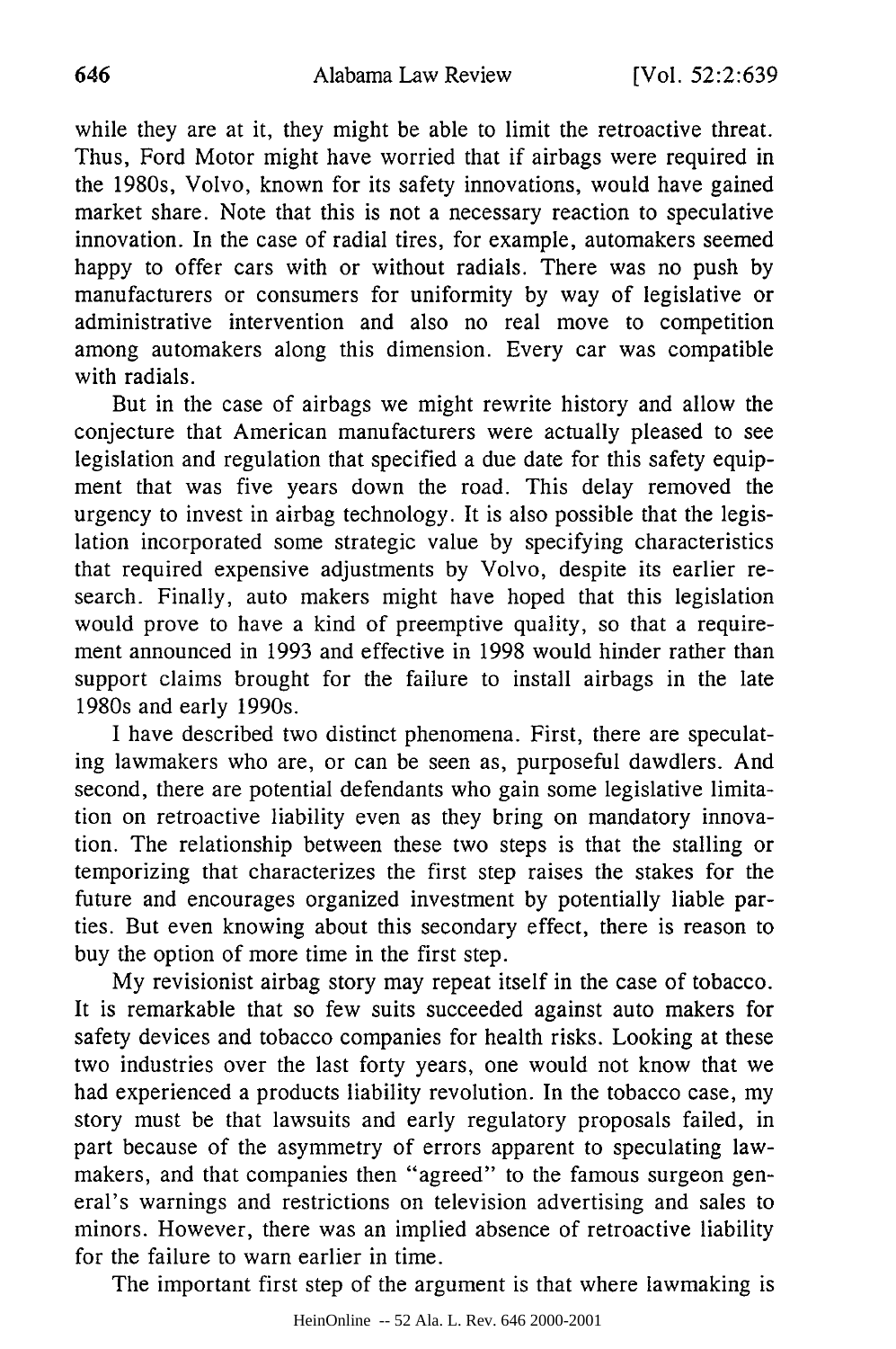while they are at it, they might be able to limit the retroactive threat. Thus, Ford Motor might have worried that if airbags were required in the 1980s, Volvo, known for its safety innovations, would have gained market share. Note that this is not a necessary reaction to speculative innovation. In the case of radial tires, for example, automakers seemed happy to offer cars with or without radials. There was no push by manufacturers or consumers for uniformity by way of legislative or administrative intervention and also no real move to competition among automakers along this dimension. Every car was compatible with radials.

But in the case of airbags we might rewrite history and allow the conjecture that American manufacturers were actually pleased to see legislation and regulation that specified a due date for this safety equipment that was five years down the road. This delay removed the urgency to invest in airbag technology. It is also possible that the legislation incorporated some strategic value by specifying characteristics that required expensive adjustments by Volvo, despite its earlier research. Finally, auto makers might have hoped that this legislation would prove to have a kind of preemptive quality, so that a requirement announced in 1993 and effective in 1998 would hinder rather than support claims brought for the failure to install airbags in the late 1980s and early 1990s.

I have described two distinct phenomena. First, there are speculating lawmakers who are, or can be seen as, purposeful dawdlers. And second, there are potential defendants who gain some legislative limitation on retroactive liability even as they bring on mandatory innovation. The relationship between these two steps is that the stalling or temporizing that characterizes the first step raises the stakes for the future and encourages organized investment by potentially liable parties. But even knowing about this secondary effect, there is reason to buy the option of more time in the first step.

My revisionist airbag story may repeat itself in the case of tobacco. It is remarkable that so few suits succeeded against auto makers for safety devices and tobacco companies for health risks. Looking at these two industries over the last forty years, one would not know that we had experienced a products liability revolution. In the tobacco case, my story must be that lawsuits and early regulatory proposals failed, in part because of the asymmetry of errors apparent to speculating lawmakers, and that companies then "agreed" to the famous surgeon general's warnings and restrictions on television advertising and sales to minors. However, there was an implied absence of retroactive liability for the failure to warn earlier in time.

The important first step of the argument is that where lawmaking is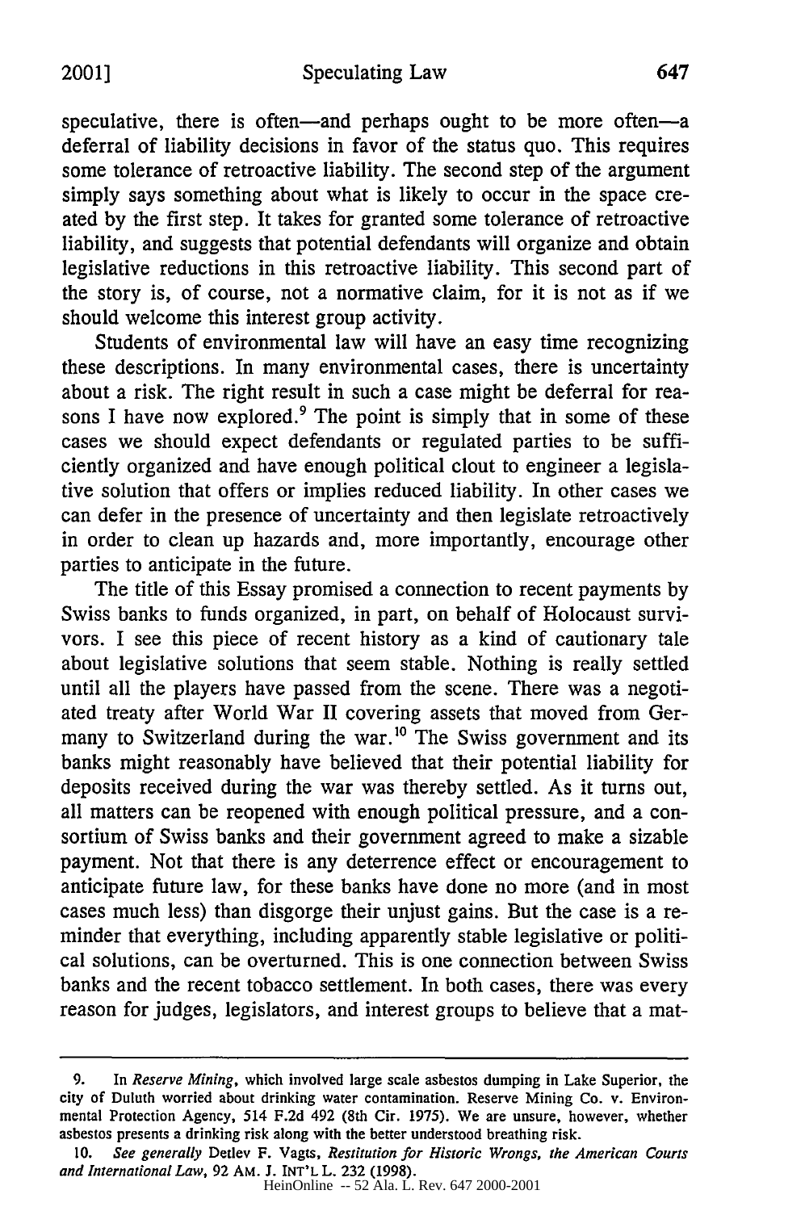speculative, there is often—and perhaps ought to be more often—a deferral of liability decisions in favor of the status quo. This requires some tolerance of retroactive liability. The second step of the argument simply says something about what is likely to occur in the space created by the first step. It takes for granted some tolerance of retroactive liability, and suggests that potential defendants will organize and obtain legislative reductions in this retroactive liability. This second part of the story is, of course, not a normative claim, for it is not as if we should welcome this interest group activity.

Students of environmental law will have an easy time recognizing these descriptions. In many environmental cases, there is uncertainty about a risk. The right result in such a case might be deferral for reasons I have now explored.[9] The point is simply that in some of these cases we should expect defendants or regulated parties to be sufficiently organized and have enough political clout to engineer a legislative solution that offers or implies reduced liability. In other cases we can defer in the presence of uncertainty and then legislate retroactively in order to clean up hazards and, more importantly, encourage other parties to anticipate in the future.

The title of this Essay promised a connection to recent payments by Swiss banks to funds organized, in part, on behalf of Holocaust survivors. I see this piece of recent history as a kind of cautionary tale about legislative solutions that seem stable. Nothing is really settled until all the players have passed from the scene. There was a negotiated treaty after World War II covering assets that moved from Germany to Switzerland during the war.[10] The Swiss government and its banks might reasonably have believed that their potential liability for deposits received during the war was thereby settled. As it turns out, all matters can be reopened with enough political pressure, and a consortium of Swiss banks and their government agreed to make a sizable payment. Not that there is any deterrence effect or encouragement to anticipate future law, for these banks have done no more (and in most cases much less) than disgorge their unjust gains. But the case is a reminder that everything, including apparently stable legislative or political solutions, can be overturned. This is one connection between Swiss banks and the recent tobacco settlement. In both cases, there was every reason for judges, legislators, and interest groups to believe that a mat-

---

9. In *Reserve Mining*, which involved large scale asbestos dumping in Lake Superior, the city of Duluth worried about drinking water contamination. Reserve Mining Co. v. Environmental Protection Agency, 514 F.2d 492 (8th Cir. 1975). We are unsure, however, whether asbestos presents a drinking risk along with the better understood breathing risk.

10. *See generally* Detlev F. Vagts, *Restitution for Historic Wrongs, the American Courts and International Law*, 92 AM. J. INT'L L. 232 (1998).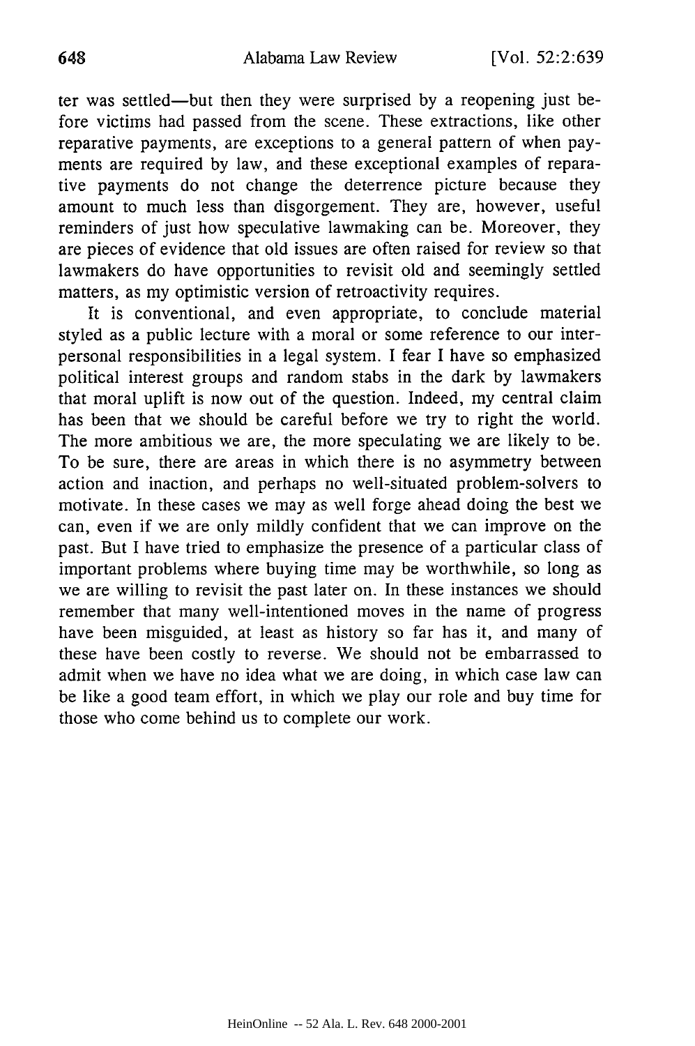ter was settled—but then they were surprised by a reopening just before victims had passed from the scene. These extractions, like other reparative payments, are exceptions to a general pattern of when payments are required by law, and these exceptional examples of reparative payments do not change the deterrence picture because they amount to much less than disgorgement. They are, however, useful reminders of just how speculative lawmaking can be. Moreover, they are pieces of evidence that old issues are often raised for review so that lawmakers do have opportunities to revisit old and seemingly settled matters, as my optimistic version of retroactivity requires.

It is conventional, and even appropriate, to conclude material styled as a public lecture with a moral or some reference to our interpersonal responsibilities in a legal system. I fear I have so emphasized political interest groups and random stabs in the dark by lawmakers that moral uplift is now out of the question. Indeed, my central claim has been that we should be careful before we try to right the world. The more ambitious we are, the more speculating we are likely to be. To be sure, there are areas in which there is no asymmetry between action and inaction, and perhaps no well-situated problem-solvers to motivate. In these cases we may as well forge ahead doing the best we can, even if we are only mildly confident that we can improve on the past. But I have tried to emphasize the presence of a particular class of important problems where buying time may be worthwhile, so long as we are willing to revisit the past later on. In these instances we should remember that many well-intentioned moves in the name of progress have been misguided, at least as history so far has it, and many of these have been costly to reverse. We should not be embarrassed to admit when we have no idea what we are doing, in which case law can be like a good team effort, in which we play our role and buy time for those who come behind us to complete our work.